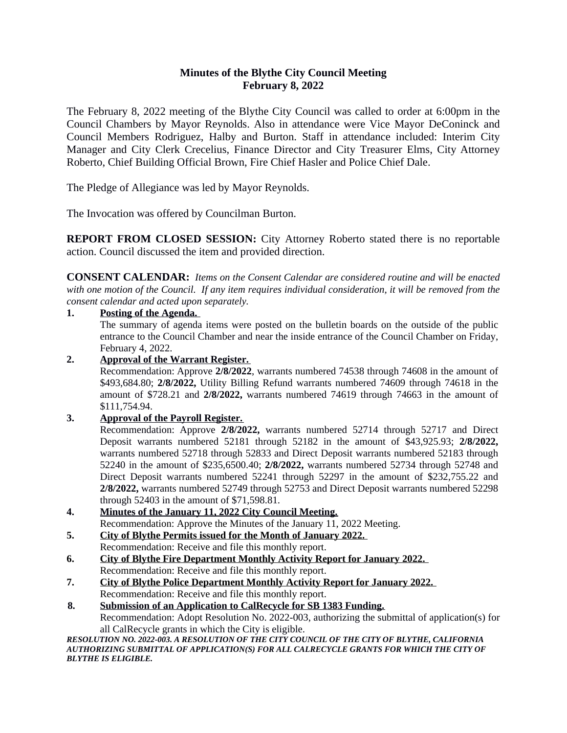# Minutes of the Blythe City Council Meeting
## February 8, 2022

The February 8, 2022 meeting of the Blythe City Council was called to order at 6:00pm in the Council Chambers by Mayor Reynolds. Also in attendance were Vice Mayor DeConinck and Council Members Rodriguez, Halby and Burton. Staff in attendance included: Interim City Manager and City Clerk Crecelius, Finance Director and City Treasurer Elms, City Attorney Roberto, Chief Building Official Brown, Fire Chief Hasler and Police Chief Dale.

The Pledge of Allegiance was led by Mayor Reynolds.

The Invocation was offered by Councilman Burton.

**REPORT FROM CLOSED SESSION:** City Attorney Roberto stated there is no reportable action. Council discussed the item and provided direction.

**CONSENT CALENDAR:** *Items on the Consent Calendar are considered routine and will be enacted with one motion of the Council. If any item requires individual consideration, it will be removed from the consent calendar and acted upon separately.*

1. **Posting of the Agenda.**
   The summary of agenda items were posted on the bulletin boards on the outside of the public entrance to the Council Chamber and near the inside entrance of the Council Chamber on Friday, February 4, 2022.
2. **Approval of the Warrant Register.**
   Recommendation: Approve **2/8/2022**, warrants numbered 74538 through 74608 in the amount of $493,684.80; **2/8/2022,** Utility Billing Refund warrants numbered 74609 through 74618 in the amount of $728.21 and **2/8/2022,** warrants numbered 74619 through 74663 in the amount of $111,754.94.
3. **Approval of the Payroll Register.**
   Recommendation: Approve **2/8/2022,** warrants numbered 52714 through 52717 and Direct Deposit warrants numbered 52181 through 52182 in the amount of $43,925.93; **2/8/2022,** warrants numbered 52718 through 52833 and Direct Deposit warrants numbered 52183 through 52240 in the amount of $235,6500.40; **2/8/2022,** warrants numbered 52734 through 52748 and Direct Deposit warrants numbered 52241 through 52297 in the amount of $232,755.22 and **2/8/2022,** warrants numbered 52749 through 52753 and Direct Deposit warrants numbered 52298 through 52403 in the amount of $71,598.81.
4. **Minutes of the January 11, 2022 City Council Meeting.**
   Recommendation: Approve the Minutes of the January 11, 2022 Meeting.
5. **City of Blythe Permits issued for the Month of January 2022.**
   Recommendation: Receive and file this monthly report.
6. **City of Blythe Fire Department Monthly Activity Report for January 2022.**
   Recommendation: Receive and file this monthly report.
7. **City of Blythe Police Department Monthly Activity Report for January 2022.**
   Recommendation: Receive and file this monthly report.
8. **Submission of an Application to CalRecycle for SB 1383 Funding.**
   Recommendation: Adopt Resolution No. 2022-003, authorizing the submittal of application(s) for all CalRecycle grants in which the City is eligible.

***RESOLUTION NO. 2022-003. A RESOLUTION OF THE CITY COUNCIL OF THE CITY OF BLYTHE, CALIFORNIA AUTHORIZING SUBMITTAL OF APPLICATION(S) FOR ALL CALRECYCLE GRANTS FOR WHICH THE CITY OF BLYTHE IS ELIGIBLE.***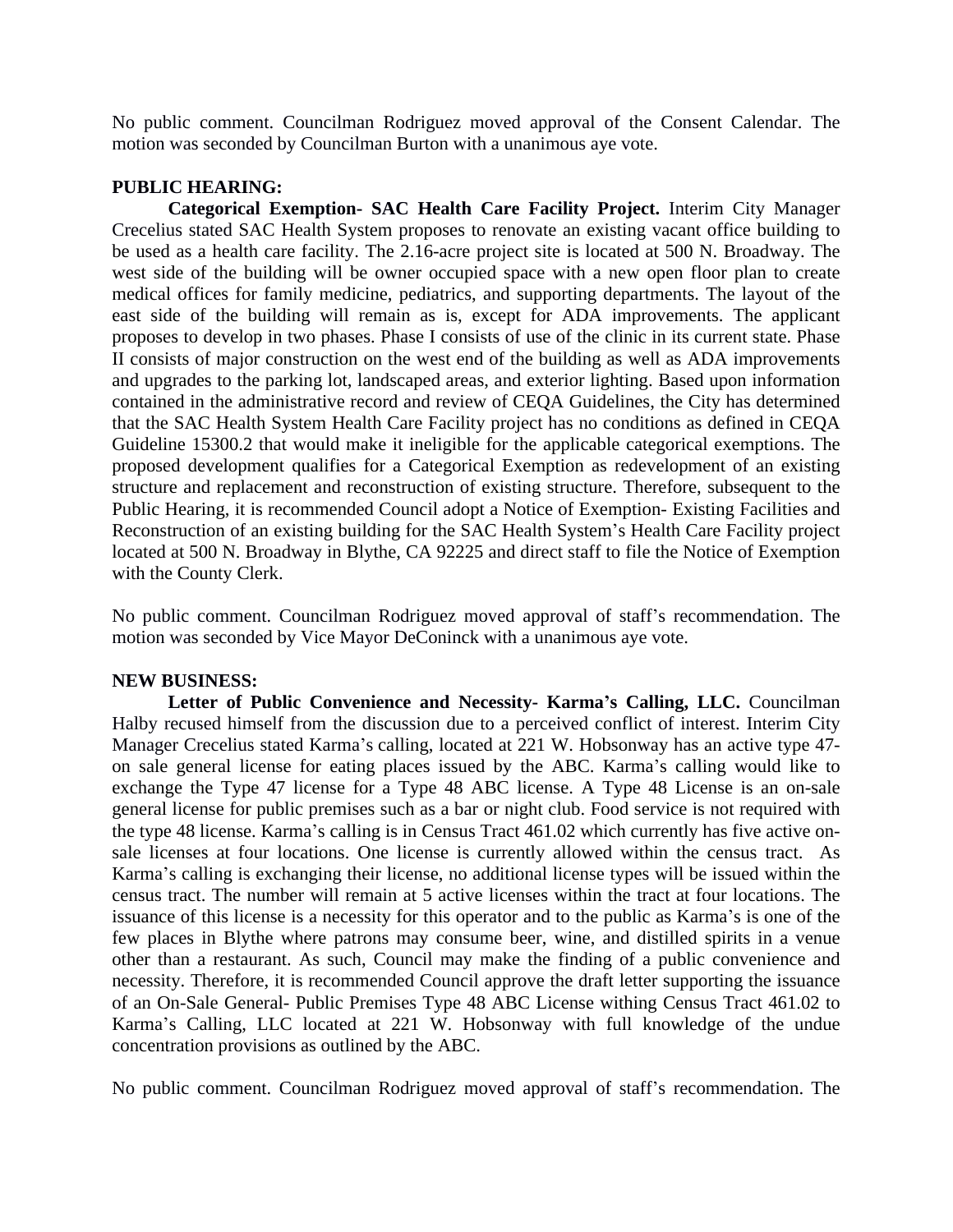No public comment. Councilman Rodriguez moved approval of the Consent Calendar. The motion was seconded by Councilman Burton with a unanimous aye vote.

**PUBLIC HEARING:**

**Categorical Exemption- SAC Health Care Facility Project.** Interim City Manager Crecelius stated SAC Health System proposes to renovate an existing vacant office building to be used as a health care facility. The 2.16-acre project site is located at 500 N. Broadway. The west side of the building will be owner occupied space with a new open floor plan to create medical offices for family medicine, pediatrics, and supporting departments. The layout of the east side of the building will remain as is, except for ADA improvements. The applicant proposes to develop in two phases. Phase I consists of use of the clinic in its current state. Phase II consists of major construction on the west end of the building as well as ADA improvements and upgrades to the parking lot, landscaped areas, and exterior lighting. Based upon information contained in the administrative record and review of CEQA Guidelines, the City has determined that the SAC Health System Health Care Facility project has no conditions as defined in CEQA Guideline 15300.2 that would make it ineligible for the applicable categorical exemptions. The proposed development qualifies for a Categorical Exemption as redevelopment of an existing structure and replacement and reconstruction of existing structure. Therefore, subsequent to the Public Hearing, it is recommended Council adopt a Notice of Exemption- Existing Facilities and Reconstruction of an existing building for the SAC Health System's Health Care Facility project located at 500 N. Broadway in Blythe, CA 92225 and direct staff to file the Notice of Exemption with the County Clerk.

No public comment. Councilman Rodriguez moved approval of staff's recommendation. The motion was seconded by Vice Mayor DeConinck with a unanimous aye vote.

**NEW BUSINESS:**

**Letter of Public Convenience and Necessity- Karma's Calling, LLC.** Councilman Halby recused himself from the discussion due to a perceived conflict of interest. Interim City Manager Crecelius stated Karma's calling, located at 221 W. Hobsonway has an active type 47-on sale general license for eating places issued by the ABC. Karma's calling would like to exchange the Type 47 license for a Type 48 ABC license. A Type 48 License is an on-sale general license for public premises such as a bar or night club. Food service is not required with the type 48 license. Karma's calling is in Census Tract 461.02 which currently has five active on-sale licenses at four locations. One license is currently allowed within the census tract. As Karma's calling is exchanging their license, no additional license types will be issued within the census tract. The number will remain at 5 active licenses within the tract at four locations. The issuance of this license is a necessity for this operator and to the public as Karma's is one of the few places in Blythe where patrons may consume beer, wine, and distilled spirits in a venue other than a restaurant. As such, Council may make the finding of a public convenience and necessity. Therefore, it is recommended Council approve the draft letter supporting the issuance of an On-Sale General- Public Premises Type 48 ABC License withing Census Tract 461.02 to Karma's Calling, LLC located at 221 W. Hobsonway with full knowledge of the undue concentration provisions as outlined by the ABC.

No public comment. Councilman Rodriguez moved approval of staff's recommendation. The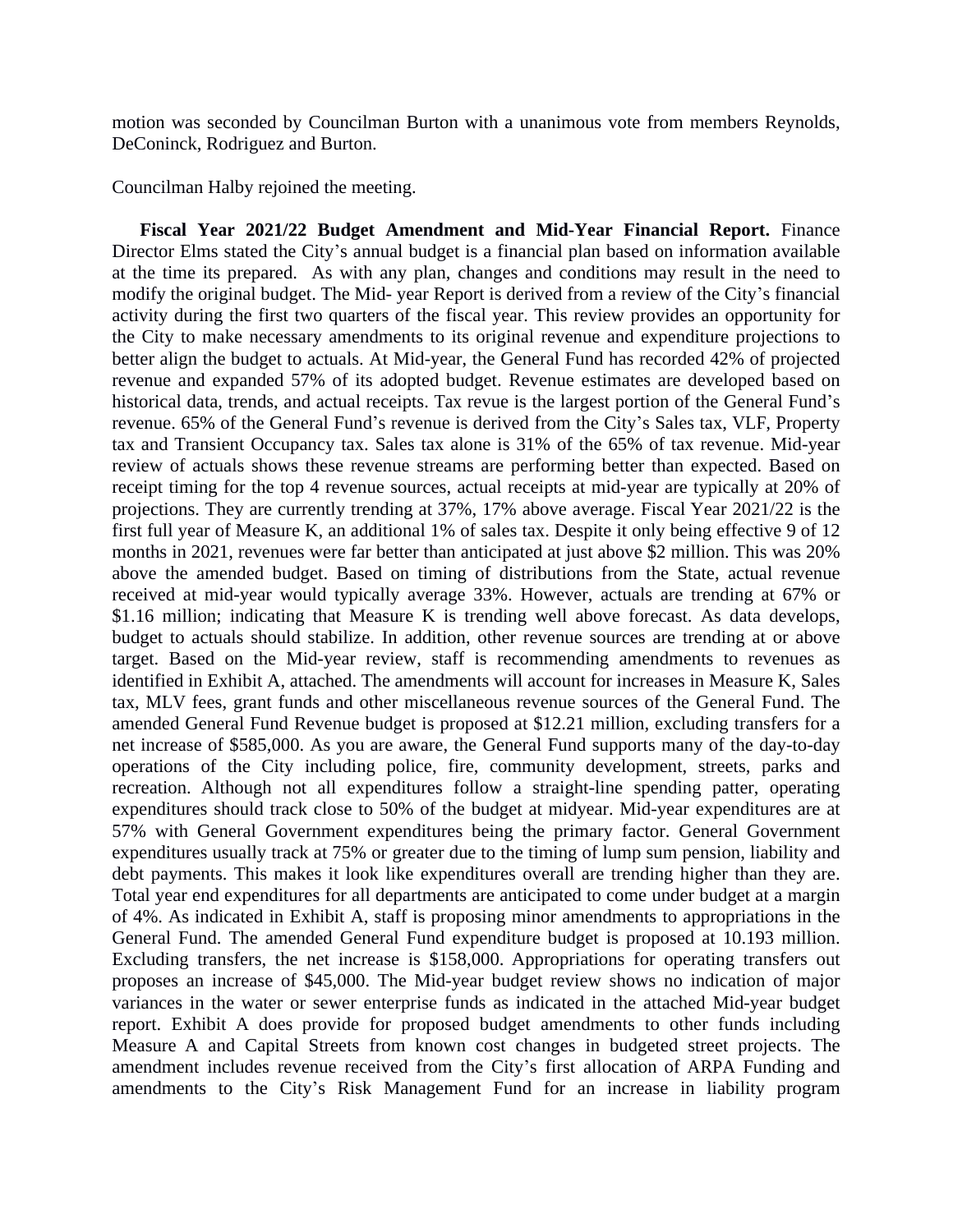motion was seconded by Councilman Burton with a unanimous vote from members Reynolds, DeConinck, Rodriguez and Burton.

Councilman Halby rejoined the meeting.

**Fiscal Year 2021/22 Budget Amendment and Mid-Year Financial Report.** Finance Director Elms stated the City's annual budget is a financial plan based on information available at the time its prepared. As with any plan, changes and conditions may result in the need to modify the original budget. The Mid- year Report is derived from a review of the City's financial activity during the first two quarters of the fiscal year. This review provides an opportunity for the City to make necessary amendments to its original revenue and expenditure projections to better align the budget to actuals. At Mid-year, the General Fund has recorded 42% of projected revenue and expanded 57% of its adopted budget. Revenue estimates are developed based on historical data, trends, and actual receipts. Tax revue is the largest portion of the General Fund's revenue. 65% of the General Fund's revenue is derived from the City's Sales tax, VLF, Property tax and Transient Occupancy tax. Sales tax alone is 31% of the 65% of tax revenue. Mid-year review of actuals shows these revenue streams are performing better than expected. Based on receipt timing for the top 4 revenue sources, actual receipts at mid-year are typically at 20% of projections. They are currently trending at 37%, 17% above average. Fiscal Year 2021/22 is the first full year of Measure K, an additional 1% of sales tax. Despite it only being effective 9 of 12 months in 2021, revenues were far better than anticipated at just above $2 million. This was 20% above the amended budget. Based on timing of distributions from the State, actual revenue received at mid-year would typically average 33%. However, actuals are trending at 67% or $1.16 million; indicating that Measure K is trending well above forecast. As data develops, budget to actuals should stabilize. In addition, other revenue sources are trending at or above target. Based on the Mid-year review, staff is recommending amendments to revenues as identified in Exhibit A, attached. The amendments will account for increases in Measure K, Sales tax, MLV fees, grant funds and other miscellaneous revenue sources of the General Fund. The amended General Fund Revenue budget is proposed at $12.21 million, excluding transfers for a net increase of $585,000. As you are aware, the General Fund supports many of the day-to-day operations of the City including police, fire, community development, streets, parks and recreation. Although not all expenditures follow a straight-line spending patter, operating expenditures should track close to 50% of the budget at midyear. Mid-year expenditures are at 57% with General Government expenditures being the primary factor. General Government expenditures usually track at 75% or greater due to the timing of lump sum pension, liability and debt payments. This makes it look like expenditures overall are trending higher than they are. Total year end expenditures for all departments are anticipated to come under budget at a margin of 4%. As indicated in Exhibit A, staff is proposing minor amendments to appropriations in the General Fund. The amended General Fund expenditure budget is proposed at 10.193 million. Excluding transfers, the net increase is $158,000. Appropriations for operating transfers out proposes an increase of $45,000. The Mid-year budget review shows no indication of major variances in the water or sewer enterprise funds as indicated in the attached Mid-year budget report. Exhibit A does provide for proposed budget amendments to other funds including Measure A and Capital Streets from known cost changes in budgeted street projects. The amendment includes revenue received from the City's first allocation of ARPA Funding and amendments to the City's Risk Management Fund for an increase in liability program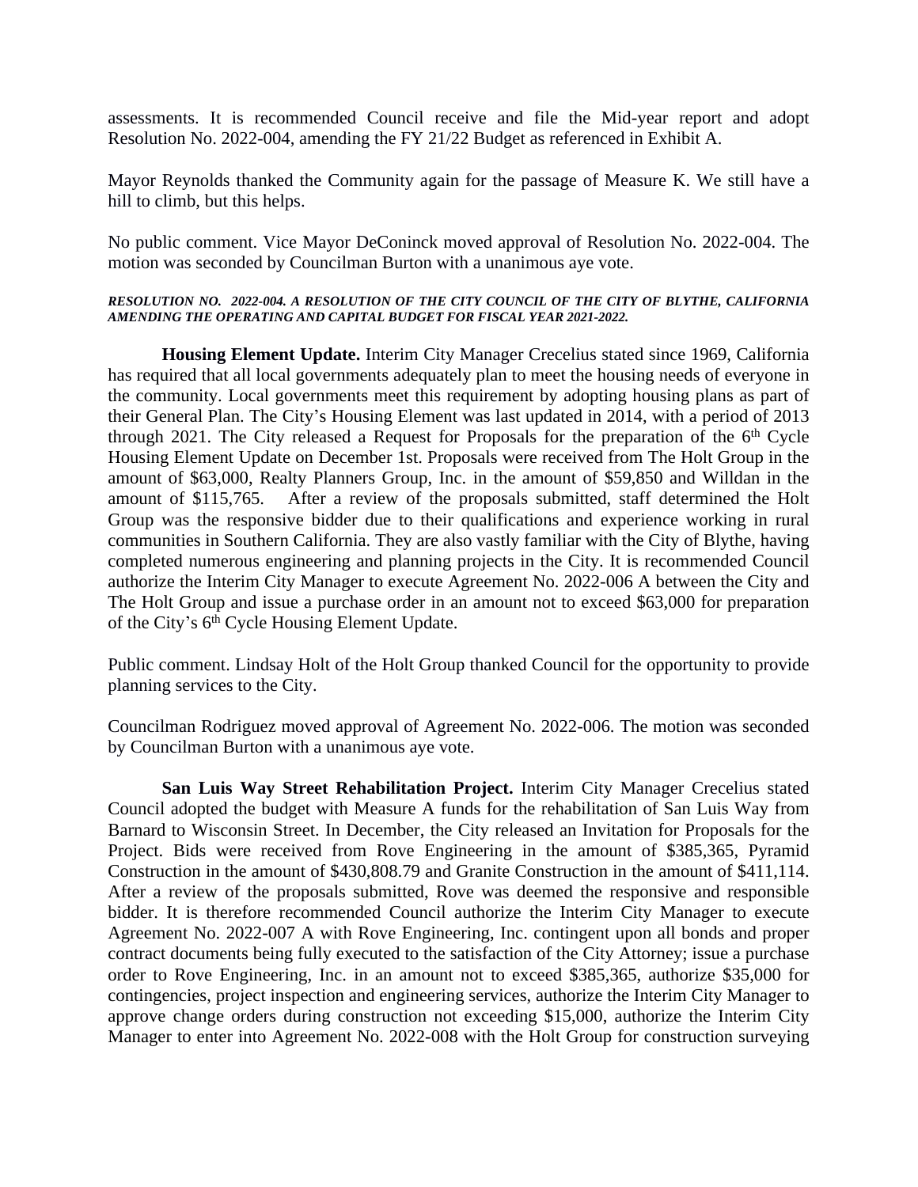assessments. It is recommended Council receive and file the Mid-year report and adopt Resolution No. 2022-004, amending the FY 21/22 Budget as referenced in Exhibit A.

Mayor Reynolds thanked the Community again for the passage of Measure K. We still have a hill to climb, but this helps.

No public comment. Vice Mayor DeConinck moved approval of Resolution No. 2022-004. The motion was seconded by Councilman Burton with a unanimous aye vote.

***RESOLUTION NO. 2022-004. A RESOLUTION OF THE CITY COUNCIL OF THE CITY OF BLYTHE, CALIFORNIA AMENDING THE OPERATING AND CAPITAL BUDGET FOR FISCAL YEAR 2021-2022.***

**Housing Element Update.** Interim City Manager Crecelius stated since 1969, California has required that all local governments adequately plan to meet the housing needs of everyone in the community. Local governments meet this requirement by adopting housing plans as part of their General Plan. The City's Housing Element was last updated in 2014, with a period of 2013 through 2021. The City released a Request for Proposals for the preparation of the 6th Cycle Housing Element Update on December 1st. Proposals were received from The Holt Group in the amount of $63,000, Realty Planners Group, Inc. in the amount of $59,850 and Willdan in the amount of $115,765. After a review of the proposals submitted, staff determined the Holt Group was the responsive bidder due to their qualifications and experience working in rural communities in Southern California. They are also vastly familiar with the City of Blythe, having completed numerous engineering and planning projects in the City. It is recommended Council authorize the Interim City Manager to execute Agreement No. 2022-006 A between the City and The Holt Group and issue a purchase order in an amount not to exceed $63,000 for preparation of the City's 6th Cycle Housing Element Update.

Public comment. Lindsay Holt of the Holt Group thanked Council for the opportunity to provide planning services to the City.

Councilman Rodriguez moved approval of Agreement No. 2022-006. The motion was seconded by Councilman Burton with a unanimous aye vote.

**San Luis Way Street Rehabilitation Project.** Interim City Manager Crecelius stated Council adopted the budget with Measure A funds for the rehabilitation of San Luis Way from Barnard to Wisconsin Street. In December, the City released an Invitation for Proposals for the Project. Bids were received from Rove Engineering in the amount of $385,365, Pyramid Construction in the amount of $430,808.79 and Granite Construction in the amount of $411,114. After a review of the proposals submitted, Rove was deemed the responsive and responsible bidder. It is therefore recommended Council authorize the Interim City Manager to execute Agreement No. 2022-007 A with Rove Engineering, Inc. contingent upon all bonds and proper contract documents being fully executed to the satisfaction of the City Attorney; issue a purchase order to Rove Engineering, Inc. in an amount not to exceed $385,365, authorize $35,000 for contingencies, project inspection and engineering services, authorize the Interim City Manager to approve change orders during construction not exceeding $15,000, authorize the Interim City Manager to enter into Agreement No. 2022-008 with the Holt Group for construction surveying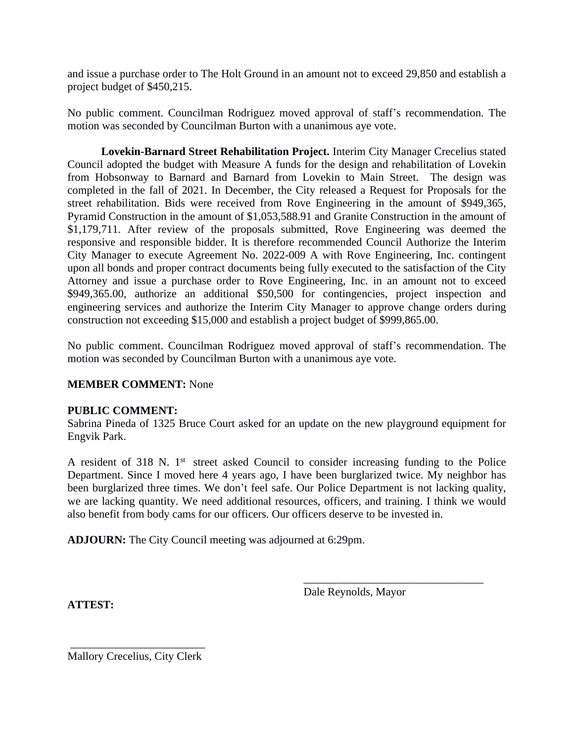and issue a purchase order to The Holt Ground in an amount not to exceed 29,850 and establish a project budget of $450,215.

No public comment. Councilman Rodriguez moved approval of staff's recommendation. The motion was seconded by Councilman Burton with a unanimous aye vote.

**Lovekin-Barnard Street Rehabilitation Project.** Interim City Manager Crecelius stated Council adopted the budget with Measure A funds for the design and rehabilitation of Lovekin from Hobsonway to Barnard and Barnard from Lovekin to Main Street. The design was completed in the fall of 2021. In December, the City released a Request for Proposals for the street rehabilitation. Bids were received from Rove Engineering in the amount of $949,365, Pyramid Construction in the amount of $1,053,588.91 and Granite Construction in the amount of $1,179,711. After review of the proposals submitted, Rove Engineering was deemed the responsive and responsible bidder. It is therefore recommended Council Authorize the Interim City Manager to execute Agreement No. 2022-009 A with Rove Engineering, Inc. contingent upon all bonds and proper contract documents being fully executed to the satisfaction of the City Attorney and issue a purchase order to Rove Engineering, Inc. in an amount not to exceed $949,365.00, authorize an additional $50,500 for contingencies, project inspection and engineering services and authorize the Interim City Manager to approve change orders during construction not exceeding $15,000 and establish a project budget of $999,865.00.

No public comment. Councilman Rodriguez moved approval of staff's recommendation. The motion was seconded by Councilman Burton with a unanimous aye vote.

**MEMBER COMMENT:** None

**PUBLIC COMMENT:**
Sabrina Pineda of 1325 Bruce Court asked for an update on the new playground equipment for Engvik Park.

A resident of 318 N. 1st street asked Council to consider increasing funding to the Police Department. Since I moved here 4 years ago, I have been burglarized twice. My neighbor has been burglarized three times. We don't feel safe. Our Police Department is not lacking quality, we are lacking quantity. We need additional resources, officers, and training. I think we would also benefit from body cams for our officers. Our officers deserve to be invested in.

**ADJOURN:** The City Council meeting was adjourned at 6:29pm.

\_\_\_\_\_\_\_\_\_\_\_\_\_\_\_\_\_\_\_\_\_\_\_\_\_\_\_\_\_\_\_\_
Dale Reynolds, Mayor

**ATTEST:**

\_\_\_\_\_\_\_\_\_\_\_\_\_\_\_\_\_\_\_\_\_\_\_\_\_
Mallory Crecelius, City Clerk